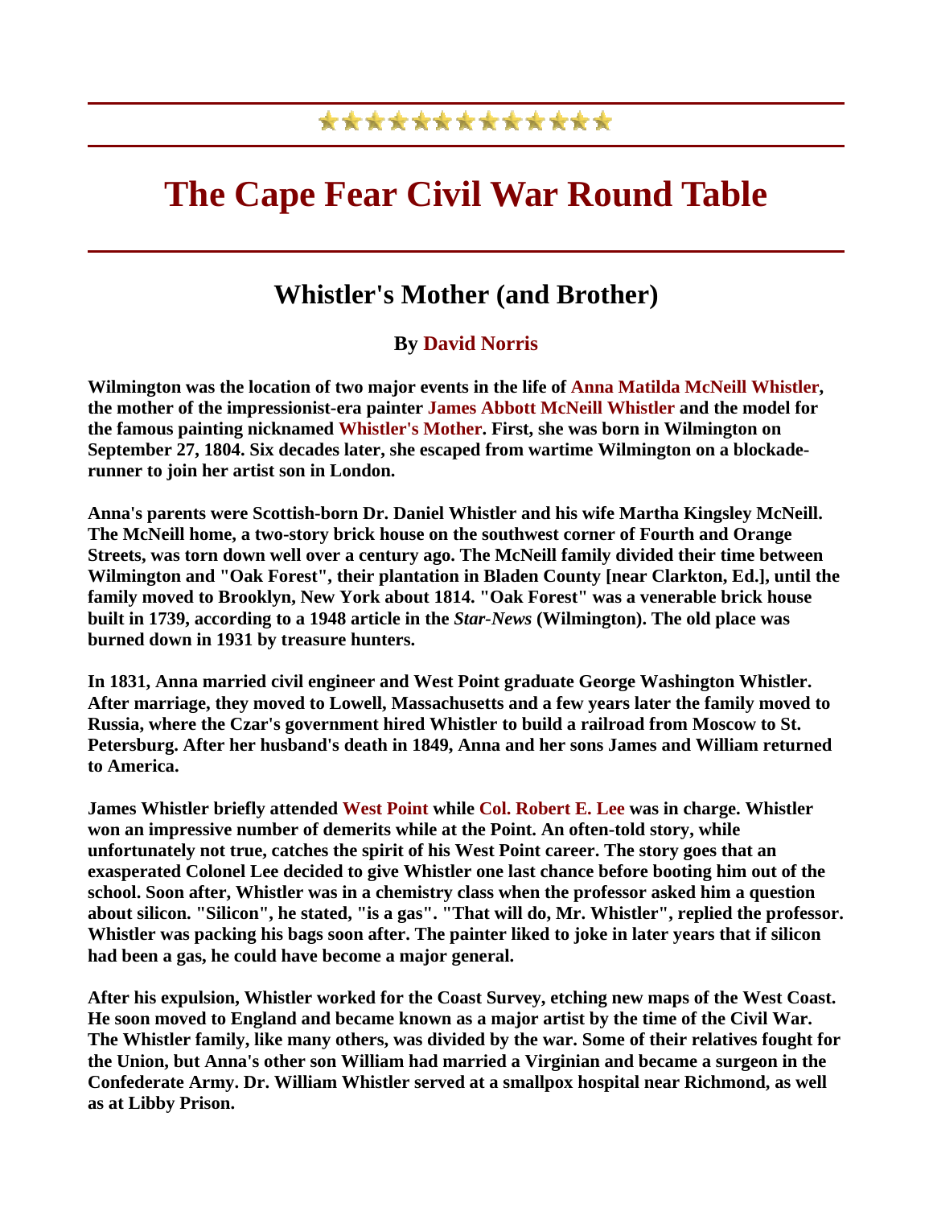★★★★★★★★★★★★★

# The Cape Fear Civil War Round Table

## Whistler's Mother (and Brother)

### By David Norris

**Wilmington was the location of two major events in the life of Anna Matilda McNeill Whistler, the mother of the impressionist-era painter James Abbott McNeill Whistler and the model for the famous painting nicknamed Whistler's Mother. First, she was born in Wilmington on September 27, 1804. Six decades later, she escaped from wartime Wilmington on a blockade-runner to join her artist son in London.**

**Anna's parents were Scottish-born Dr. Daniel Whistler and his wife Martha Kingsley McNeill. The McNeill home, a two-story brick house on the southwest corner of Fourth and Orange Streets, was torn down well over a century ago. The McNeill family divided their time between Wilmington and "Oak Forest", their plantation in Bladen County [near Clarkton, Ed.], until the family moved to Brooklyn, New York about 1814. "Oak Forest" was a venerable brick house built in 1739, according to a 1948 article in the *Star-News* (Wilmington). The old place was burned down in 1931 by treasure hunters.**

**In 1831, Anna married civil engineer and West Point graduate George Washington Whistler. After marriage, they moved to Lowell, Massachusetts and a few years later the family moved to Russia, where the Czar's government hired Whistler to build a railroad from Moscow to St. Petersburg. After her husband's death in 1849, Anna and her sons James and William returned to America.**

**James Whistler briefly attended West Point while Col. Robert E. Lee was in charge. Whistler won an impressive number of demerits while at the Point. An often-told story, while unfortunately not true, catches the spirit of his West Point career. The story goes that an exasperated Colonel Lee decided to give Whistler one last chance before booting him out of the school. Soon after, Whistler was in a chemistry class when the professor asked him a question about silicon. "Silicon", he stated, "is a gas". "That will do, Mr. Whistler", replied the professor. Whistler was packing his bags soon after. The painter liked to joke in later years that if silicon had been a gas, he could have become a major general.**

**After his expulsion, Whistler worked for the Coast Survey, etching new maps of the West Coast. He soon moved to England and became known as a major artist by the time of the Civil War. The Whistler family, like many others, was divided by the war. Some of their relatives fought for the Union, but Anna's other son William had married a Virginian and became a surgeon in the Confederate Army. Dr. William Whistler served at a smallpox hospital near Richmond, as well as at Libby Prison.**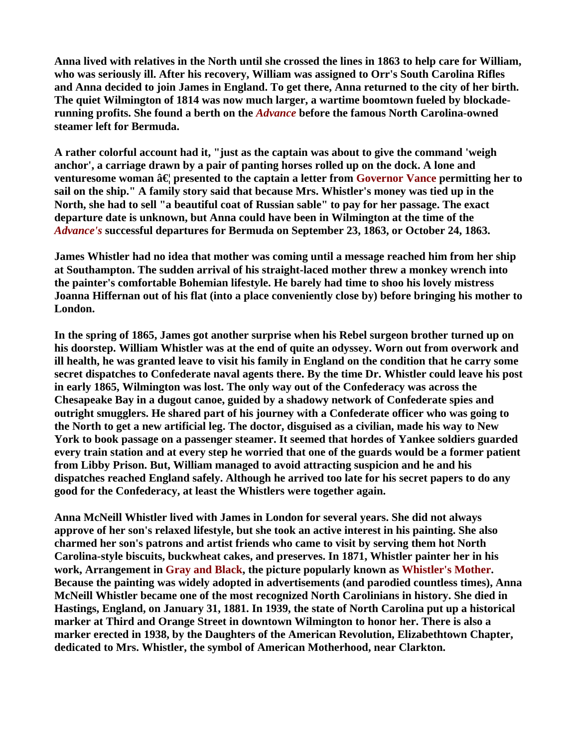**Anna lived with relatives in the North until she crossed the lines in 1863 to help care for William, who was seriously ill. After his recovery, William was assigned to Orr's South Carolina Rifles and Anna decided to join James in England. To get there, Anna returned to the city of her birth. The quiet Wilmington of 1814 was now much larger, a wartime boomtown fueled by blockade-running profits. She found a berth on the *Advance* before the famous North Carolina-owned steamer left for Bermuda.**

**A rather colorful account had it, "just as the captain was about to give the command 'weigh anchor', a carriage drawn by a pair of panting horses rolled up on the dock. A lone and venturesome woman â€¦ presented to the captain a letter from Governor Vance permitting her to sail on the ship." A family story said that because Mrs. Whistler's money was tied up in the North, she had to sell "a beautiful coat of Russian sable" to pay for her passage. The exact departure date is unknown, but Anna could have been in Wilmington at the time of the *Advance's* successful departures for Bermuda on September 23, 1863, or October 24, 1863.**

**James Whistler had no idea that mother was coming until a message reached him from her ship at Southampton. The sudden arrival of his straight-laced mother threw a monkey wrench into the painter's comfortable Bohemian lifestyle. He barely had time to shoo his lovely mistress Joanna Hiffernan out of his flat (into a place conveniently close by) before bringing his mother to London.**

**In the spring of 1865, James got another surprise when his Rebel surgeon brother turned up on his doorstep. William Whistler was at the end of quite an odyssey. Worn out from overwork and ill health, he was granted leave to visit his family in England on the condition that he carry some secret dispatches to Confederate naval agents there. By the time Dr. Whistler could leave his post in early 1865, Wilmington was lost. The only way out of the Confederacy was across the Chesapeake Bay in a dugout canoe, guided by a shadowy network of Confederate spies and outright smugglers. He shared part of his journey with a Confederate officer who was going to the North to get a new artificial leg. The doctor, disguised as a civilian, made his way to New York to book passage on a passenger steamer. It seemed that hordes of Yankee soldiers guarded every train station and at every step he worried that one of the guards would be a former patient from Libby Prison. But, William managed to avoid attracting suspicion and he and his dispatches reached England safely. Although he arrived too late for his secret papers to do any good for the Confederacy, at least the Whistlers were together again.**

**Anna McNeill Whistler lived with James in London for several years. She did not always approve of her son's relaxed lifestyle, but she took an active interest in his painting. She also charmed her son's patrons and artist friends who came to visit by serving them hot North Carolina-style biscuits, buckwheat cakes, and preserves. In 1871, Whistler painter her in his work, Arrangement in Gray and Black, the picture popularly known as Whistler's Mother. Because the painting was widely adopted in advertisements (and parodied countless times), Anna McNeill Whistler became one of the most recognized North Carolinians in history. She died in Hastings, England, on January 31, 1881. In 1939, the state of North Carolina put up a historical marker at Third and Orange Street in downtown Wilmington to honor her. There is also a marker erected in 1938, by the Daughters of the American Revolution, Elizabethtown Chapter, dedicated to Mrs. Whistler, the symbol of American Motherhood, near Clarkton.**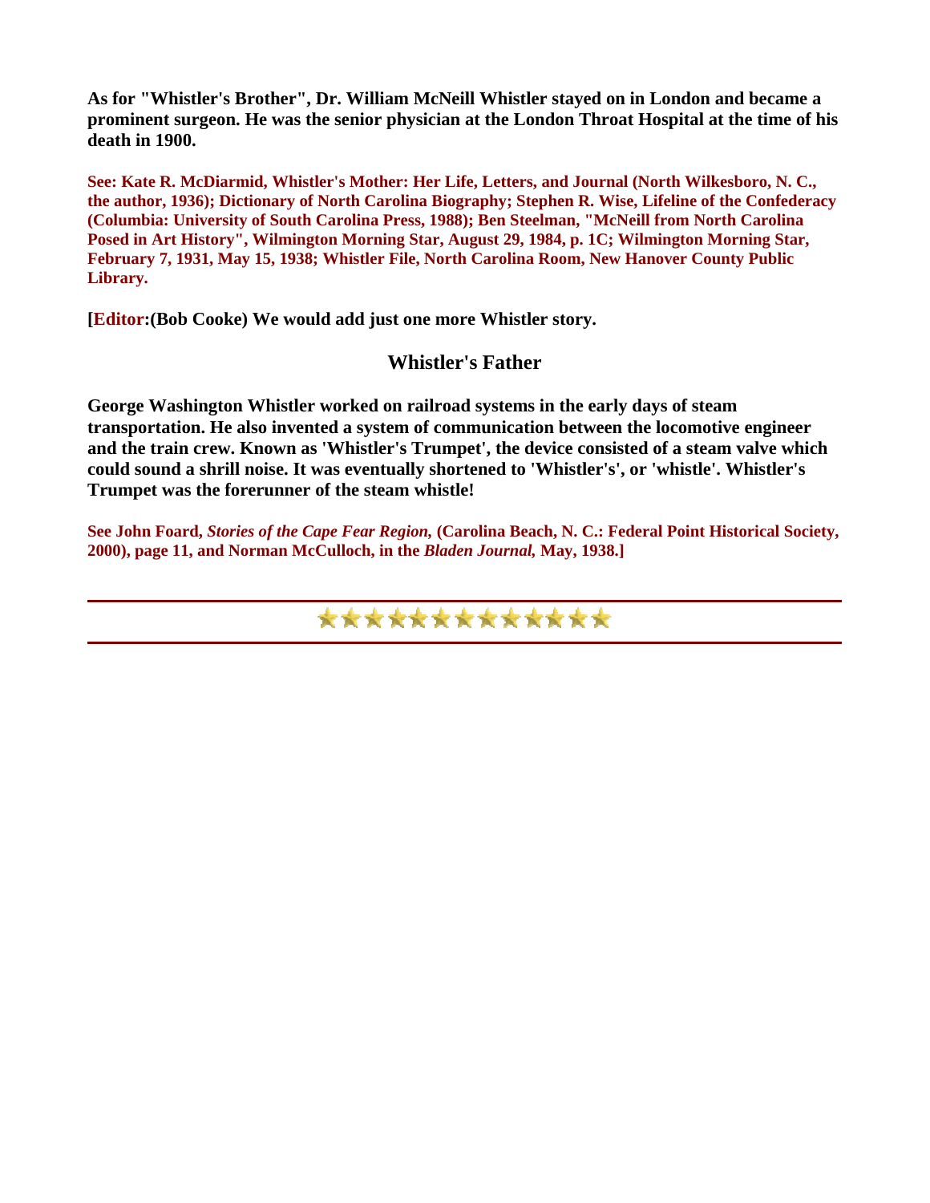**As for "Whistler's Brother", Dr. William McNeill Whistler stayed on in London and became a prominent surgeon. He was the senior physician at the London Throat Hospital at the time of his death in 1900.**

**See: Kate R. McDiarmid, Whistler's Mother: Her Life, Letters, and Journal (North Wilkesboro, N. C., the author, 1936); Dictionary of North Carolina Biography; Stephen R. Wise, Lifeline of the Confederacy (Columbia: University of South Carolina Press, 1988); Ben Steelman, "McNeill from North Carolina Posed in Art History", Wilmington Morning Star, August 29, 1984, p. 1C; Wilmington Morning Star, February 7, 1931, May 15, 1938; Whistler File, North Carolina Room, New Hanover County Public Library.**

**[Editor:(Bob Cooke) We would add just one more Whistler story.**

## Whistler's Father

**George Washington Whistler worked on railroad systems in the early days of steam transportation. He also invented a system of communication between the locomotive engineer and the train crew. Known as 'Whistler's Trumpet', the device consisted of a steam valve which could sound a shrill noise. It was eventually shortened to 'Whistler's', or 'whistle'. Whistler's Trumpet was the forerunner of the steam whistle!**

**See John Foard, *Stories of the Cape Fear Region,* (Carolina Beach, N. C.: Federal Point Historical Society, 2000), page 11, and Norman McCulloch, in the *Bladen Journal,* May, 1938.]**

---

★★★★★★★★★★★★★

---